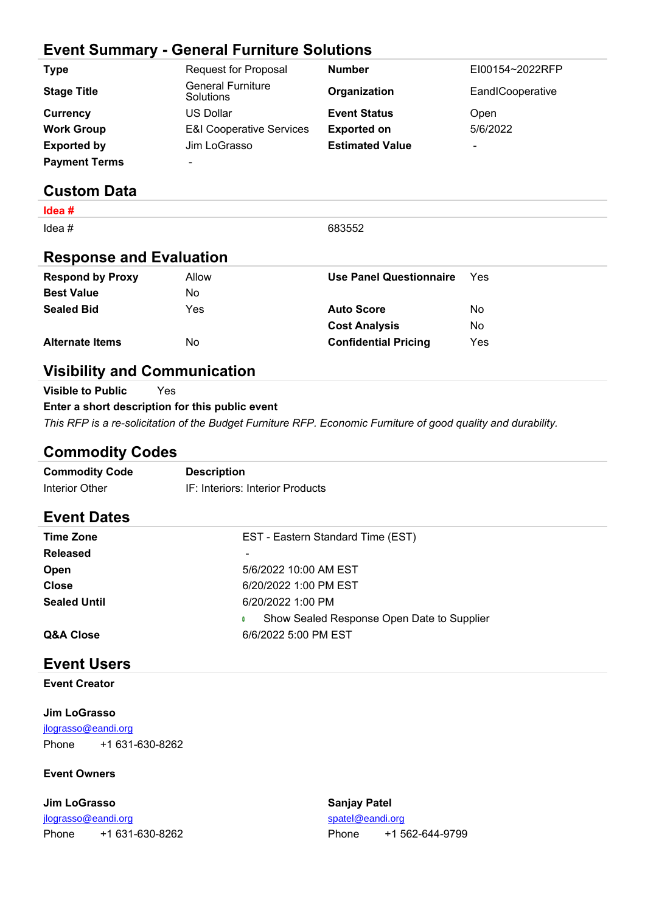# Event Summary - General Furniture Solutions

| | | | |
|---|---|---|---|
| **Type** | Request for Proposal | **Number** | EI00154~2022RFP |
| **Stage Title** | General Furniture Solutions | **Organization** | EandICooperative |
| **Currency** | US Dollar | **Event Status** | Open |
| **Work Group** | E&I Cooperative Services | **Exported on** | 5/6/2022 |
| **Exported by** | Jim LoGrasso | **Estimated Value** | - |
| **Payment Terms** | - | | |

## Custom Data

**Idea #**

| | |
|---|---|
| Idea # | 683552 |

## Response and Evaluation

| | | | |
|---|---|---|---|
| **Respond by Proxy** | Allow | **Use Panel Questionnaire** | Yes |
| **Best Value** | No | | |
| **Sealed Bid** | Yes | **Auto Score** | No |
| | | **Cost Analysis** | No |
| **Alternate Items** | No | **Confidential Pricing** | Yes |

## Visibility and Communication

**Visible to Public** Yes

**Enter a short description for this public event**

*This RFP is a re-solicitation of the Budget Furniture RFP. Economic Furniture of good quality and durability.*

## Commodity Codes

| Commodity Code | Description |
|---|---|
| Interior Other | IF: Interiors: Interior Products |

## Event Dates

| | |
|---|---|
| **Time Zone** | EST - Eastern Standard Time (EST) |
| **Released** | - |
| **Open** | 5/6/2022 10:00 AM EST |
| **Close** | 6/20/2022 1:00 PM EST |
| **Sealed Until** | 6/20/2022 1:00 PM |
| | Show Sealed Response Open Date to Supplier |
| **Q&A Close** | 6/6/2022 5:00 PM EST |

## Event Users

**Event Creator**

**Jim LoGrasso**
jlograsso@eandi.org
Phone +1 631-630-8262

**Event Owners**

**Jim LoGrasso**
jlograsso@eandi.org
Phone +1 631-630-8262

**Sanjay Patel**
spatel@eandi.org
Phone +1 562-644-9799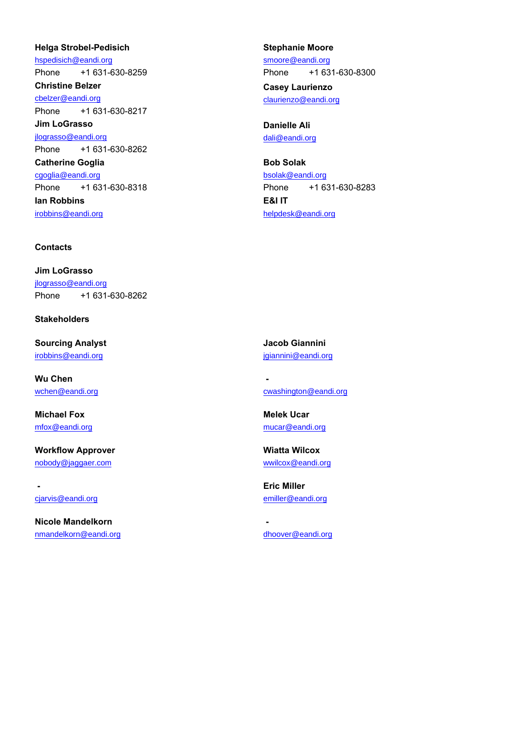**Helga Strobel-Pedisich**
hspedisich@eandi.org
Phone +1 631-630-8259

**Christine Belzer**
cbelzer@eandi.org
Phone +1 631-630-8217

**Jim LoGrasso**
jlograsso@eandi.org
Phone +1 631-630-8262

**Catherine Goglia**
cgoglia@eandi.org
Phone +1 631-630-8318

**Ian Robbins**
irobbins@eandi.org

**Stephanie Moore**
smoore@eandi.org
Phone +1 631-630-8300

**Casey Laurienzo**
claurienzo@eandi.org

**Danielle Ali**
dali@eandi.org

**Bob Solak**
bsolak@eandi.org
Phone +1 631-630-8283

**E&I IT**
helpdesk@eandi.org

**Contacts**

**Jim LoGrasso**
jlograsso@eandi.org
Phone +1 631-630-8262

**Stakeholders**

**Sourcing Analyst**
irobbins@eandi.org

**Wu Chen**
wchen@eandi.org

**Michael Fox**
mfox@eandi.org

**Workflow Approver**
nobody@jaggaer.com

**-**
cjarvis@eandi.org

**Nicole Mandelkorn**
nmandelkorn@eandi.org

**Jacob Giannini**
jgiannini@eandi.org

**-**
cwashington@eandi.org

**Melek Ucar**
mucar@eandi.org

**Wiatta Wilcox**
wwilcox@eandi.org

**Eric Miller**
emiller@eandi.org

**-**
dhoover@eandi.org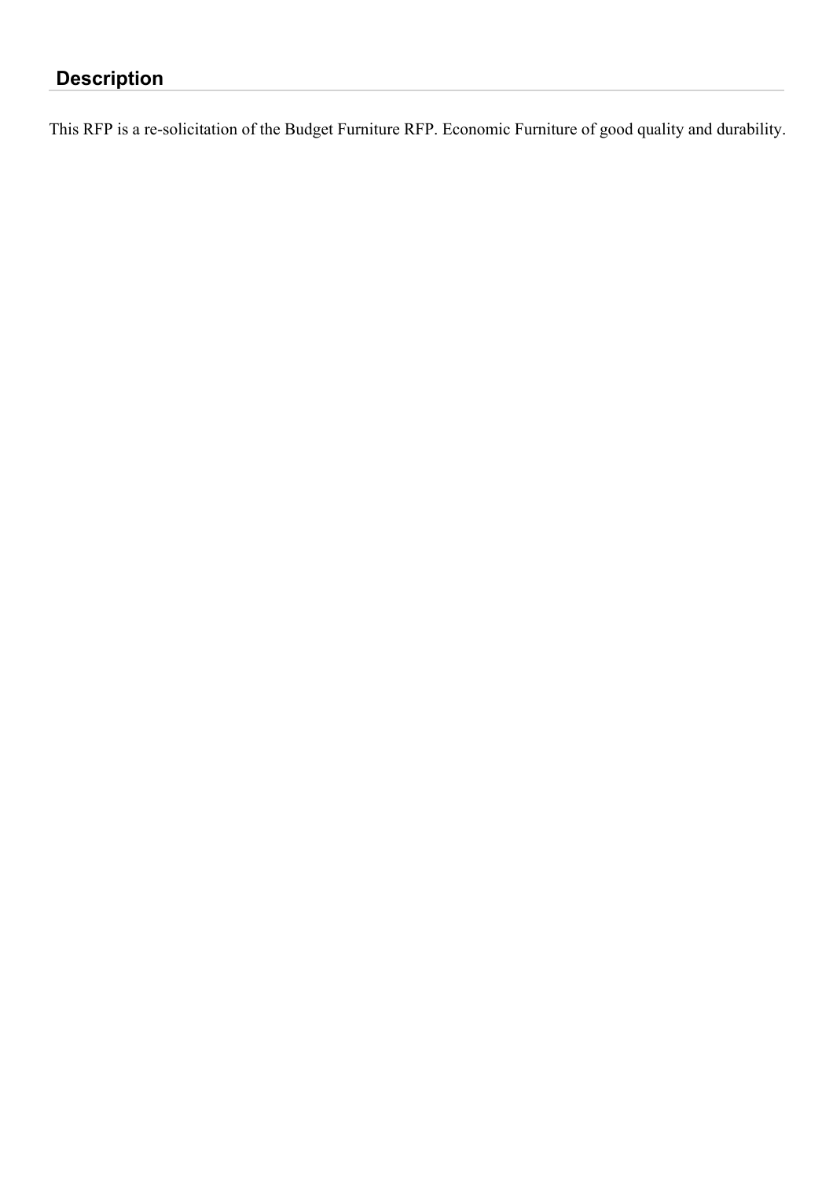## Description

This RFP is a re-solicitation of the Budget Furniture RFP. Economic Furniture of good quality and durability.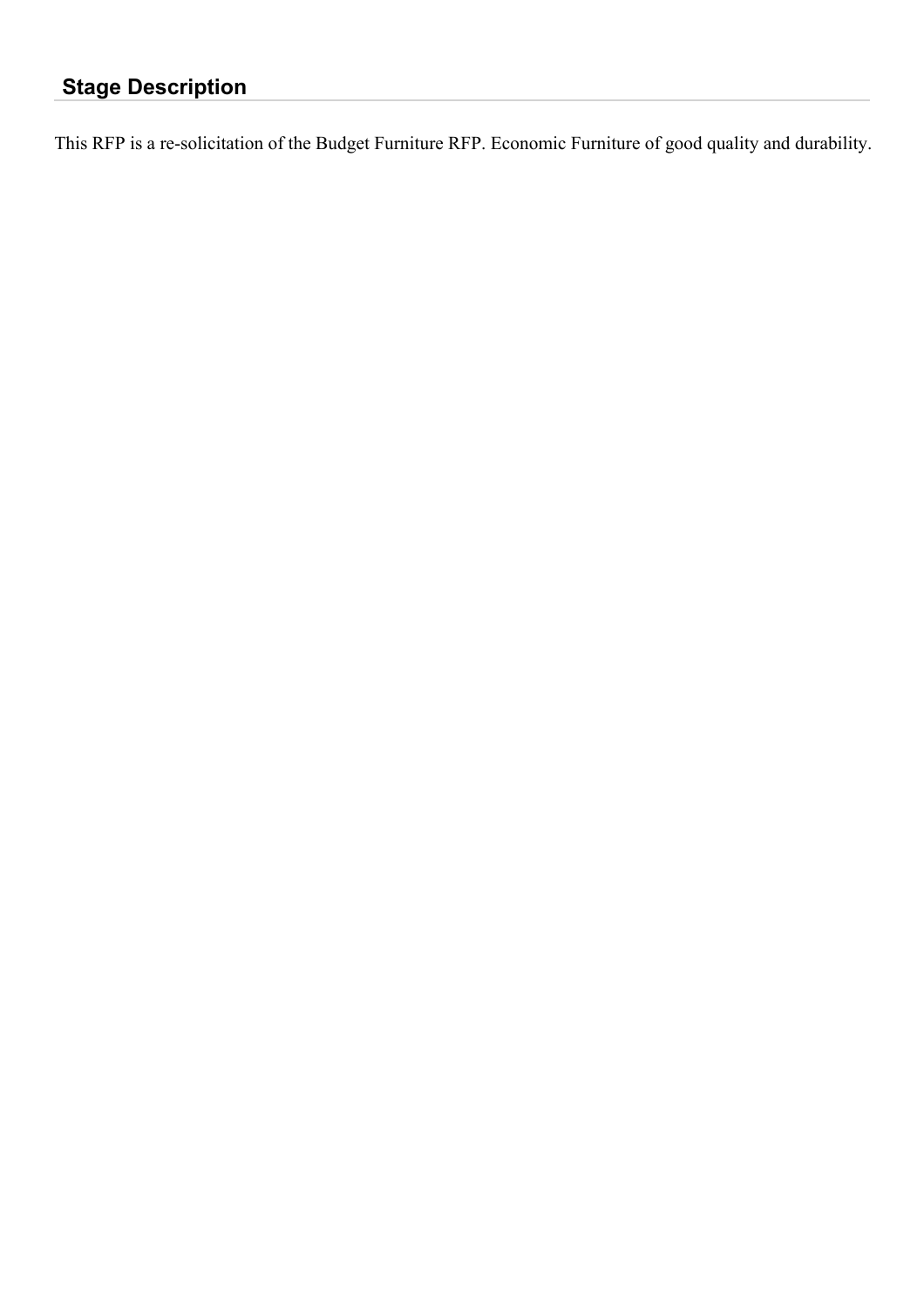## Stage Description

This RFP is a re-solicitation of the Budget Furniture RFP. Economic Furniture of good quality and durability.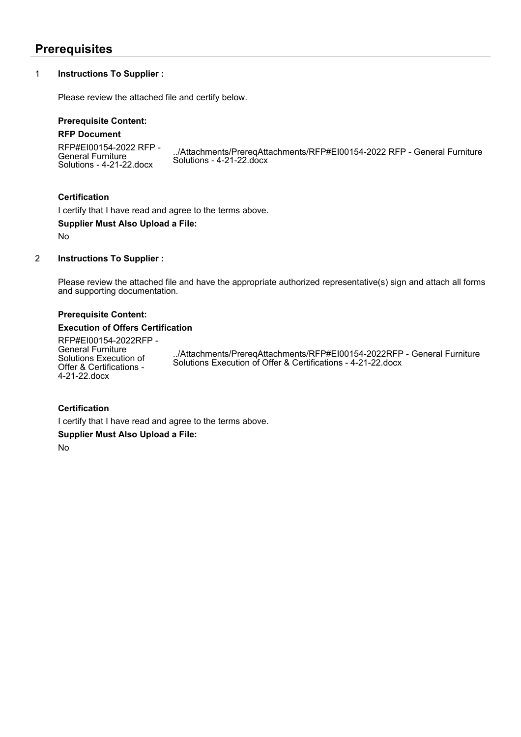## Prerequisites

1 **Instructions To Supplier :**

Please review the attached file and certify below.

**Prerequisite Content:**

**RFP Document**

| RFP#EI00154-2022 RFP - General Furniture Solutions - 4-21-22.docx | ../Attachments/PrereqAttachments/RFP#EI00154-2022 RFP - General Furniture Solutions - 4-21-22.docx |
|---|---|

**Certification**

I certify that I have read and agree to the terms above.

**Supplier Must Also Upload a File:**

No

2 **Instructions To Supplier :**

Please review the attached file and have the appropriate authorized representative(s) sign and attach all forms and supporting documentation.

**Prerequisite Content:**

**Execution of Offers Certification**

| RFP#EI00154-2022RFP - General Furniture Solutions Execution of Offer & Certifications - 4-21-22.docx | ../Attachments/PrereqAttachments/RFP#EI00154-2022RFP - General Furniture Solutions Execution of Offer & Certifications - 4-21-22.docx |
|---|---|

**Certification**

I certify that I have read and agree to the terms above.

**Supplier Must Also Upload a File:**

No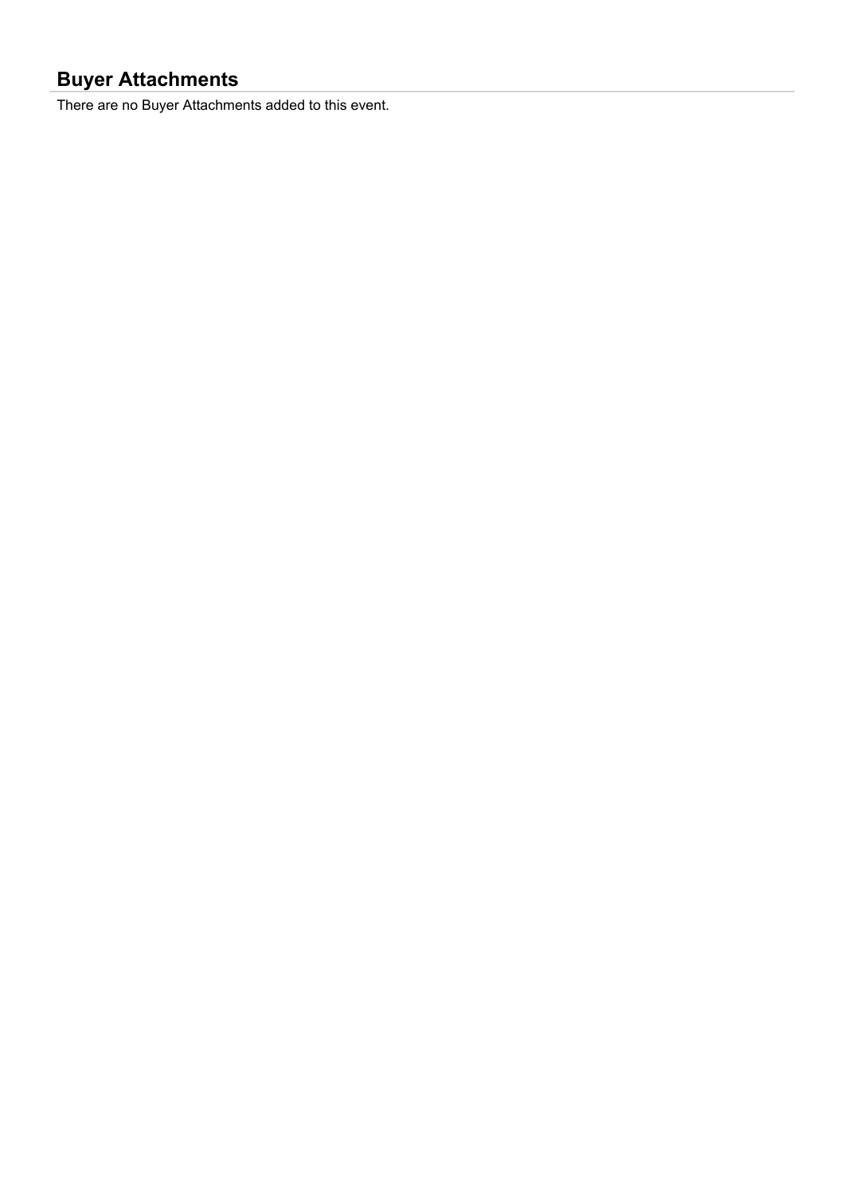## Buyer Attachments

There are no Buyer Attachments added to this event.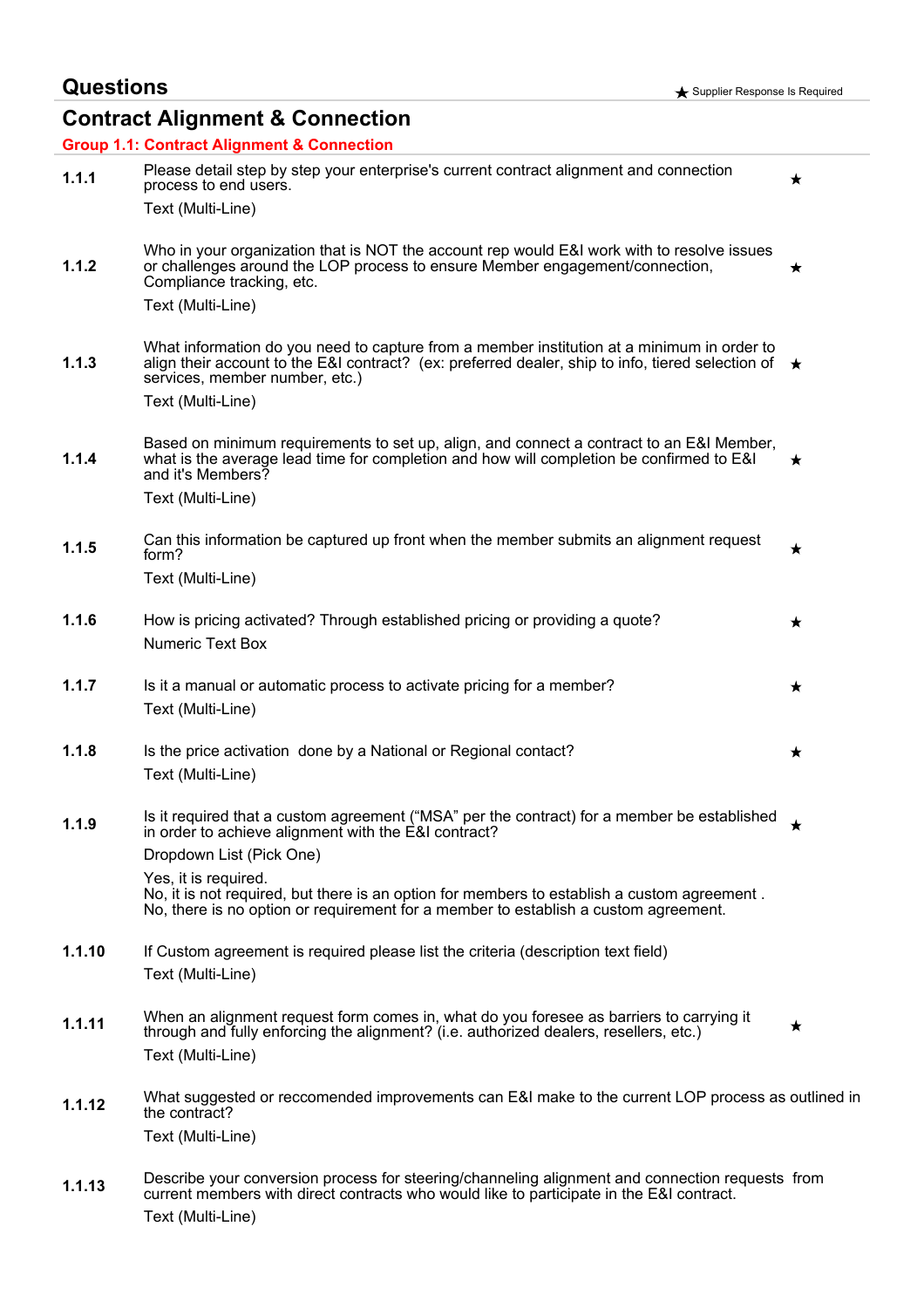## Questions

★ Supplier Response Is Required

## Contract Alignment & Connection

### Group 1.1: Contract Alignment & Connection

**1.1.1** Please detail step by step your enterprise's current contract alignment and connection process to end users. ★

Text (Multi-Line)

**1.1.2** Who in your organization that is NOT the account rep would E&I work with to resolve issues or challenges around the LOP process to ensure Member engagement/connection, Compliance tracking, etc. ★

Text (Multi-Line)

**1.1.3** What information do you need to capture from a member institution at a minimum in order to align their account to the E&I contract? (ex: preferred dealer, ship to info, tiered selection of services, member number, etc.) ★

Text (Multi-Line)

**1.1.4** Based on minimum requirements to set up, align, and connect a contract to an E&I Member, what is the average lead time for completion and how will completion be confirmed to E&I and it's Members? ★

Text (Multi-Line)

**1.1.5** Can this information be captured up front when the member submits an alignment request form? ★

Text (Multi-Line)

**1.1.6** How is pricing activated? Through established pricing or providing a quote? ★

Numeric Text Box

**1.1.7** Is it a manual or automatic process to activate pricing for a member? ★

Text (Multi-Line)

**1.1.8** Is the price activation done by a National or Regional contact? ★

Text (Multi-Line)

**1.1.9** Is it required that a custom agreement ("MSA" per the contract) for a member be established in order to achieve alignment with the E&I contract? ★

Dropdown List (Pick One)

Yes, it is required.
No, it is not required, but there is an option for members to establish a custom agreement .
No, there is no option or requirement for a member to establish a custom agreement.

**1.1.10** If Custom agreement is required please list the criteria (description text field)

Text (Multi-Line)

**1.1.11** When an alignment request form comes in, what do you foresee as barriers to carrying it through and fully enforcing the alignment? (i.e. authorized dealers, resellers, etc.) ★

Text (Multi-Line)

**1.1.12** What suggested or reccomended improvements can E&I make to the current LOP process as outlined in the contract?

Text (Multi-Line)

**1.1.13** Describe your conversion process for steering/channeling alignment and connection requests from current members with direct contracts who would like to participate in the E&I contract.

Text (Multi-Line)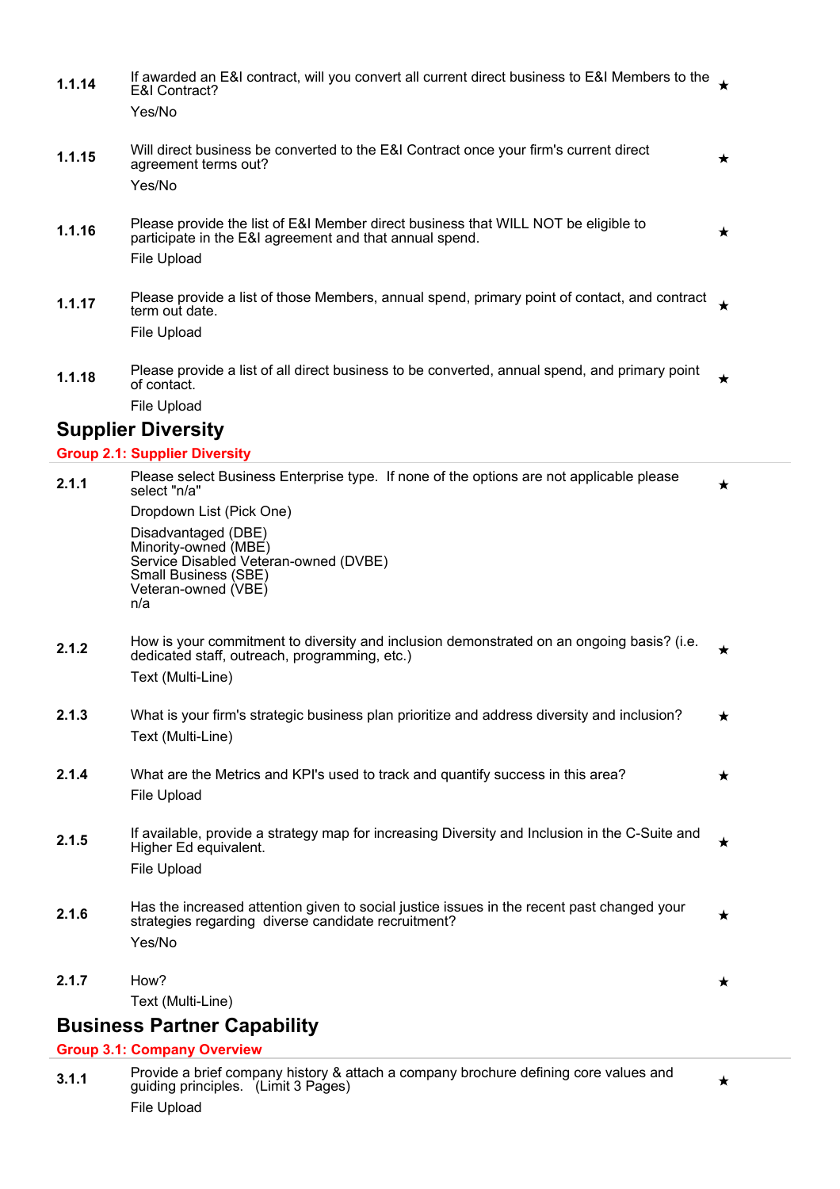**1.1.14** If awarded an E&I contract, will you convert all current direct business to E&I Members to the E&I Contract? ★

Yes/No

**1.1.15** Will direct business be converted to the E&I Contract once your firm's current direct agreement terms out? ★

Yes/No

**1.1.16** Please provide the list of E&I Member direct business that WILL NOT be eligible to participate in the E&I agreement and that annual spend. ★

File Upload

**1.1.17** Please provide a list of those Members, annual spend, primary point of contact, and contract term out date. ★

File Upload

**1.1.18** Please provide a list of all direct business to be converted, annual spend, and primary point of contact. ★

File Upload

## Supplier Diversity

### Group 2.1: Supplier Diversity

**2.1.1** Please select Business Enterprise type. If none of the options are not applicable please select "n/a" ★

Dropdown List (Pick One)

Disadvantaged (DBE)
Minority-owned (MBE)
Service Disabled Veteran-owned (DVBE)
Small Business (SBE)
Veteran-owned (VBE)
n/a

**2.1.2** How is your commitment to diversity and inclusion demonstrated on an ongoing basis? (i.e. dedicated staff, outreach, programming, etc.) ★

Text (Multi-Line)

**2.1.3** What is your firm's strategic business plan prioritize and address diversity and inclusion? ★

Text (Multi-Line)

**2.1.4** What are the Metrics and KPI's used to track and quantify success in this area? ★

File Upload

**2.1.5** If available, provide a strategy map for increasing Diversity and Inclusion in the C-Suite and Higher Ed equivalent. ★

File Upload

**2.1.6** Has the increased attention given to social justice issues in the recent past changed your strategies regarding diverse candidate recruitment? ★

Yes/No

**2.1.7** How? ★

Text (Multi-Line)

## Business Partner Capability

### Group 3.1: Company Overview

**3.1.1** Provide a brief company history & attach a company brochure defining core values and guiding principles. (Limit 3 Pages) ★

File Upload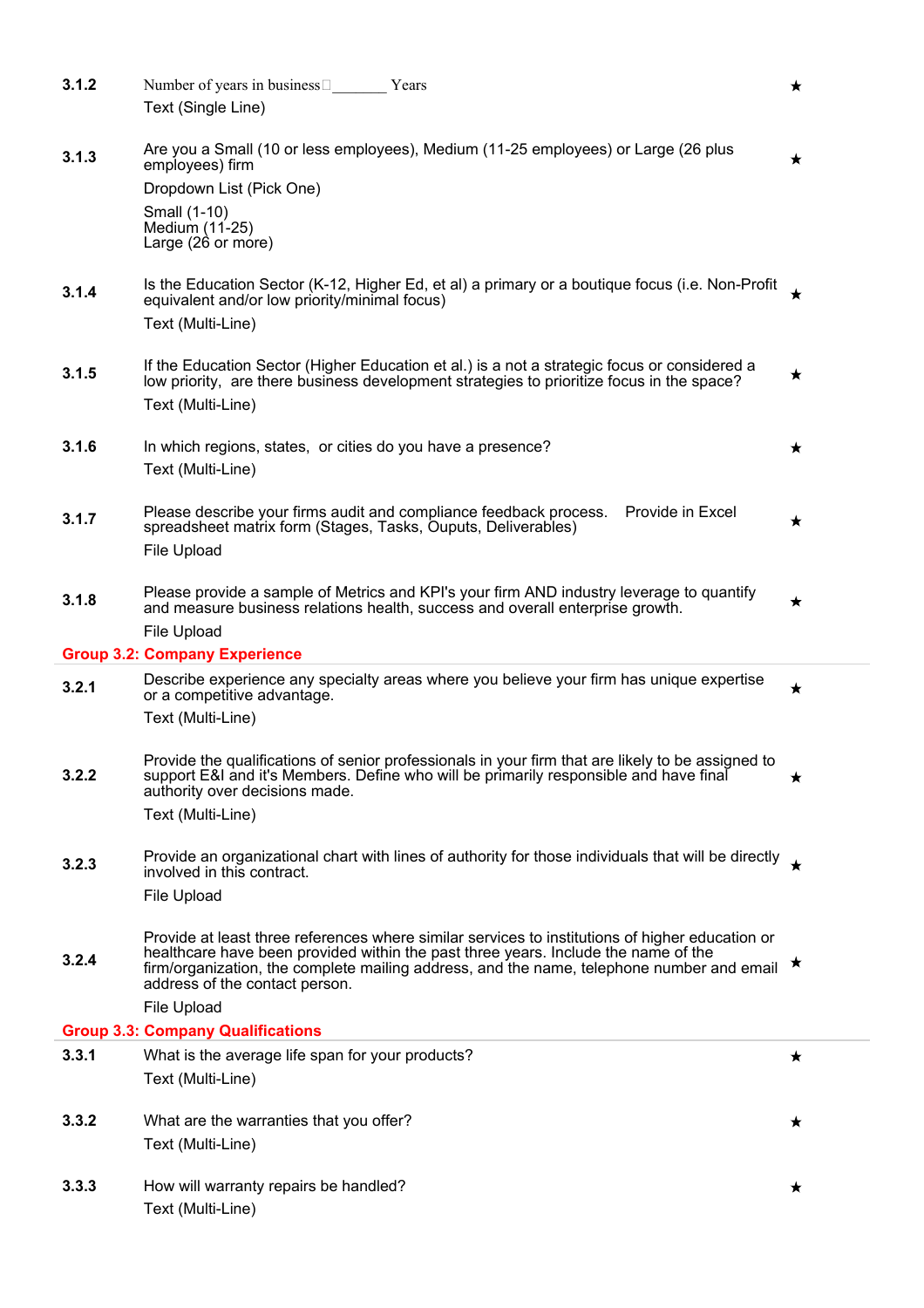**3.1.2** Number of years in business _______ Years ★
Text (Single Line)

**3.1.3** Are you a Small (10 or less employees), Medium (11-25 employees) or Large (26 plus employees) firm ★
Dropdown List (Pick One)
Small (1-10)
Medium (11-25)
Large (26 or more)

**3.1.4** Is the Education Sector (K-12, Higher Ed, et al) a primary or a boutique focus (i.e. Non-Profit equivalent and/or low priority/minimal focus) ★
Text (Multi-Line)

**3.1.5** If the Education Sector (Higher Education et al.) is a not a strategic focus or considered a low priority, are there business development strategies to prioritize focus in the space? ★
Text (Multi-Line)

**3.1.6** In which regions, states, or cities do you have a presence? ★
Text (Multi-Line)

**3.1.7** Please describe your firms audit and compliance feedback process. Provide in Excel spreadsheet matrix form (Stages, Tasks, Ouputs, Deliverables) ★
File Upload

**3.1.8** Please provide a sample of Metrics and KPI's your firm AND industry leverage to quantify and measure business relations health, success and overall enterprise growth. ★
File Upload

## Group 3.2: Company Experience

**3.2.1** Describe experience any specialty areas where you believe your firm has unique expertise or a competitive advantage. ★
Text (Multi-Line)

**3.2.2** Provide the qualifications of senior professionals in your firm that are likely to be assigned to support E&I and it's Members. Define who will be primarily responsible and have final authority over decisions made. ★
Text (Multi-Line)

**3.2.3** Provide an organizational chart with lines of authority for those individuals that will be directly involved in this contract. ★
File Upload

**3.2.4** Provide at least three references where similar services to institutions of higher education or healthcare have been provided within the past three years. Include the name of the firm/organization, the complete mailing address, and the name, telephone number and email address of the contact person. ★
File Upload

## Group 3.3: Company Qualifications

**3.3.1** What is the average life span for your products? ★
Text (Multi-Line)

**3.3.2** What are the warranties that you offer? ★
Text (Multi-Line)

**3.3.3** How will warranty repairs be handled? ★
Text (Multi-Line)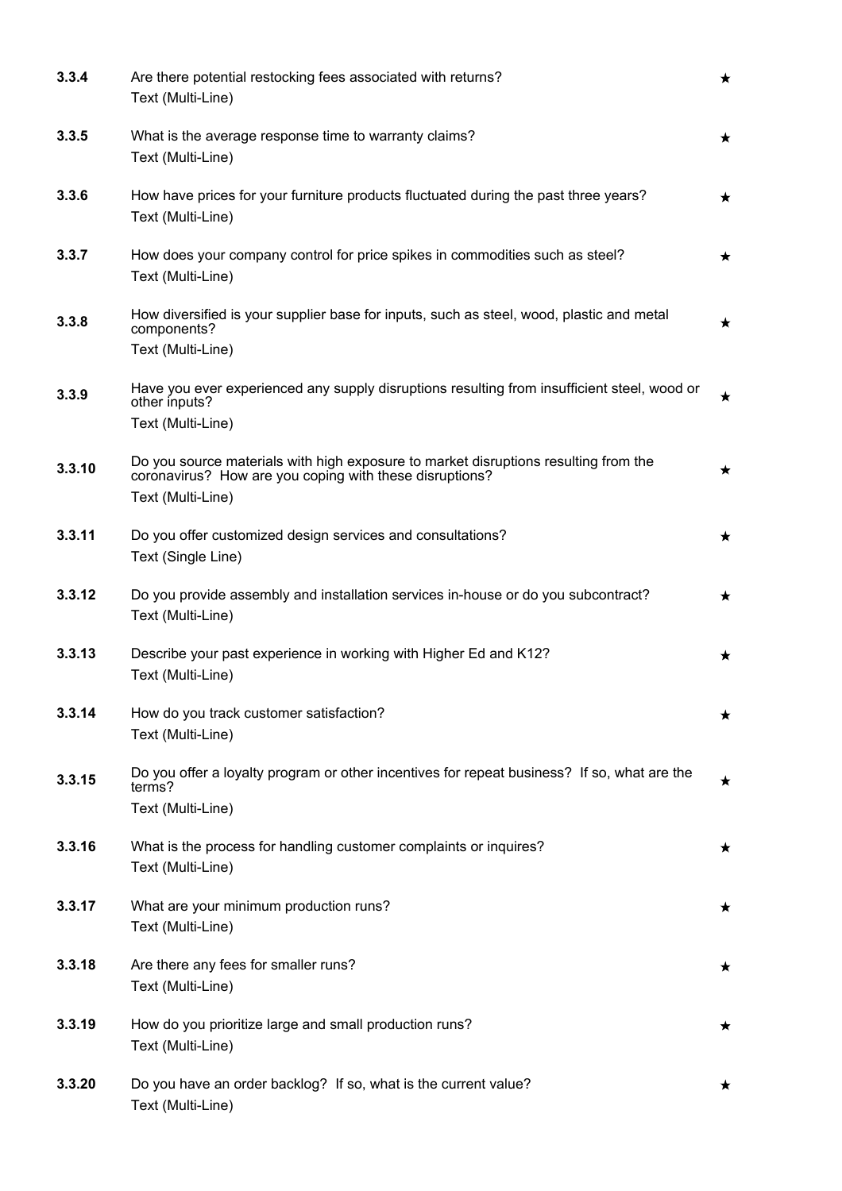**3.3.4** Are there potential restocking fees associated with returns? ★
Text (Multi-Line)

**3.3.5** What is the average response time to warranty claims? ★
Text (Multi-Line)

**3.3.6** How have prices for your furniture products fluctuated during the past three years? ★
Text (Multi-Line)

**3.3.7** How does your company control for price spikes in commodities such as steel? ★
Text (Multi-Line)

**3.3.8** How diversified is your supplier base for inputs, such as steel, wood, plastic and metal components? ★
Text (Multi-Line)

**3.3.9** Have you ever experienced any supply disruptions resulting from insufficient steel, wood or other inputs? ★
Text (Multi-Line)

**3.3.10** Do you source materials with high exposure to market disruptions resulting from the coronavirus? How are you coping with these disruptions? ★
Text (Multi-Line)

**3.3.11** Do you offer customized design services and consultations? ★
Text (Single Line)

**3.3.12** Do you provide assembly and installation services in-house or do you subcontract? ★
Text (Multi-Line)

**3.3.13** Describe your past experience in working with Higher Ed and K12? ★
Text (Multi-Line)

**3.3.14** How do you track customer satisfaction? ★
Text (Multi-Line)

**3.3.15** Do you offer a loyalty program or other incentives for repeat business? If so, what are the terms? ★
Text (Multi-Line)

**3.3.16** What is the process for handling customer complaints or inquires? ★
Text (Multi-Line)

**3.3.17** What are your minimum production runs? ★
Text (Multi-Line)

**3.3.18** Are there any fees for smaller runs? ★
Text (Multi-Line)

**3.3.19** How do you prioritize large and small production runs? ★
Text (Multi-Line)

**3.3.20** Do you have an order backlog? If so, what is the current value? ★
Text (Multi-Line)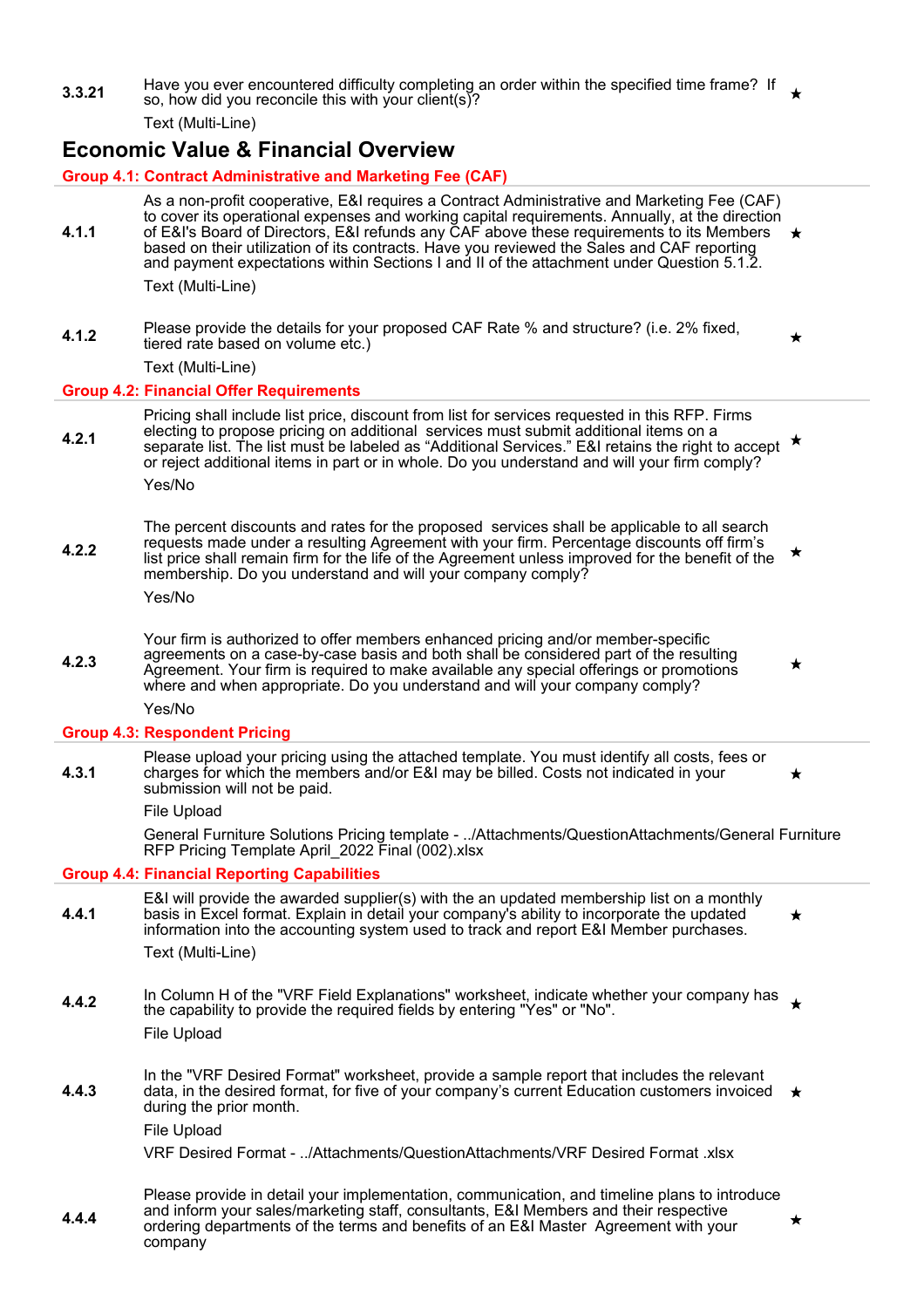**3.3.21** Have you ever encountered difficulty completing an order within the specified time frame? If so, how did you reconcile this with your client(s)? ★

Text (Multi-Line)

## Economic Value & Financial Overview

### Group 4.1: Contract Administrative and Marketing Fee (CAF)

**4.1.1** As a non-profit cooperative, E&I requires a Contract Administrative and Marketing Fee (CAF) to cover its operational expenses and working capital requirements. Annually, at the direction of E&I's Board of Directors, E&I refunds any CAF above these requirements to its Members based on their utilization of its contracts. Have you reviewed the Sales and CAF reporting and payment expectations within Sections I and II of the attachment under Question 5.1.2. ★

Text (Multi-Line)

**4.1.2** Please provide the details for your proposed CAF Rate % and structure? (i.e. 2% fixed, tiered rate based on volume etc.) ★

Text (Multi-Line)

### Group 4.2: Financial Offer Requirements

**4.2.1** Pricing shall include list price, discount from list for services requested in this RFP. Firms electing to propose pricing on additional services must submit additional items on a separate list. The list must be labeled as "Additional Services." E&I retains the right to accept or reject additional items in part or in whole. Do you understand and will your firm comply? ★

Yes/No

**4.2.2** The percent discounts and rates for the proposed services shall be applicable to all search requests made under a resulting Agreement with your firm. Percentage discounts off firm's list price shall remain firm for the life of the Agreement unless improved for the benefit of the membership. Do you understand and will your company comply? ★

Yes/No

**4.2.3** Your firm is authorized to offer members enhanced pricing and/or member-specific agreements on a case-by-case basis and both shall be considered part of the resulting Agreement. Your firm is required to make available any special offerings or promotions where and when appropriate. Do you understand and will your company comply? ★

Yes/No

### Group 4.3: Respondent Pricing

**4.3.1** Please upload your pricing using the attached template. You must identify all costs, fees or charges for which the members and/or E&I may be billed. Costs not indicated in your submission will not be paid. ★

File Upload

General Furniture Solutions Pricing template - ../Attachments/QuestionAttachments/General Furniture RFP Pricing Template April_2022 Final (002).xlsx

### Group 4.4: Financial Reporting Capabilities

**4.4.1** E&I will provide the awarded supplier(s) with the an updated membership list on a monthly basis in Excel format. Explain in detail your company's ability to incorporate the updated information into the accounting system used to track and report E&I Member purchases. ★

Text (Multi-Line)

**4.4.2** In Column H of the "VRF Field Explanations" worksheet, indicate whether your company has the capability to provide the required fields by entering "Yes" or "No". ★

File Upload

**4.4.3** In the "VRF Desired Format" worksheet, provide a sample report that includes the relevant data, in the desired format, for five of your company's current Education customers invoiced during the prior month. ★

File Upload

VRF Desired Format - ../Attachments/QuestionAttachments/VRF Desired Format .xlsx

**4.4.4** Please provide in detail your implementation, communication, and timeline plans to introduce and inform your sales/marketing staff, consultants, E&I Members and their respective ordering departments of the terms and benefits of an E&I Master Agreement with your company ★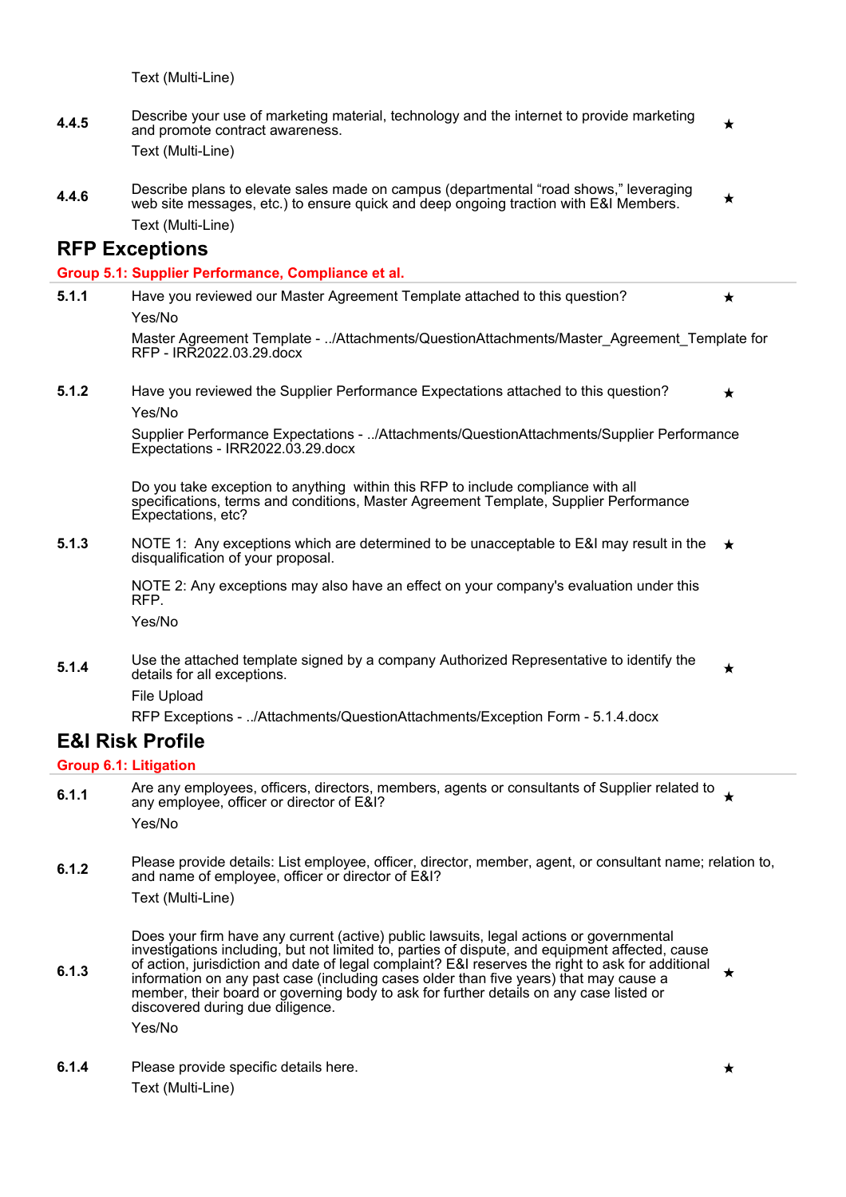Text (Multi-Line)

| | | |
|---|---|---|
| **4.4.5** | Describe your use of marketing material, technology and the internet to provide marketing and promote contract awareness.<br>Text (Multi-Line) | ★ |
| **4.4.6** | Describe plans to elevate sales made on campus (departmental "road shows," leveraging web site messages, etc.) to ensure quick and deep ongoing traction with E&I Members.<br>Text (Multi-Line) | ★ |

## RFP Exceptions

### Group 5.1: Supplier Performance, Compliance et al.

| | | |
|---|---|---|
| **5.1.1** | Have you reviewed our Master Agreement Template attached to this question?<br>Yes/No<br>Master Agreement Template - ../Attachments/QuestionAttachments/Master_Agreement_Template for RFP - IRR2022.03.29.docx | ★ |
| **5.1.2** | Have you reviewed the Supplier Performance Expectations attached to this question?<br>Yes/No<br>Supplier Performance Expectations - ../Attachments/QuestionAttachments/Supplier Performance Expectations - IRR2022.03.29.docx | ★ |
| **5.1.3** | Do you take exception to anything within this RFP to include compliance with all specifications, terms and conditions, Master Agreement Template, Supplier Performance Expectations, etc?<br>NOTE 1: Any exceptions which are determined to be unacceptable to E&I may result in the disqualification of your proposal.<br>NOTE 2: Any exceptions may also have an effect on your company's evaluation under this RFP.<br>Yes/No | ★ |
| **5.1.4** | Use the attached template signed by a company Authorized Representative to identify the details for all exceptions.<br>File Upload<br>RFP Exceptions - ../Attachments/QuestionAttachments/Exception Form - 5.1.4.docx | ★ |

## E&I Risk Profile

### Group 6.1: Litigation

| | | |
|---|---|---|
| **6.1.1** | Are any employees, officers, directors, members, agents or consultants of Supplier related to any employee, officer or director of E&I?<br>Yes/No | ★ |
| **6.1.2** | Please provide details: List employee, officer, director, member, agent, or consultant name; relation to, and name of employee, officer or director of E&I?<br>Text (Multi-Line) | |
| **6.1.3** | Does your firm have any current (active) public lawsuits, legal actions or governmental investigations including, but not limited to, parties of dispute, and equipment affected, cause of action, jurisdiction and date of legal complaint? E&I reserves the right to ask for additional information on any past case (including cases older than five years) that may cause a member, their board or governing body to ask for further details on any case listed or discovered during due diligence.<br>Yes/No | ★ |
| **6.1.4** | Please provide specific details here.<br>Text (Multi-Line) | ★ |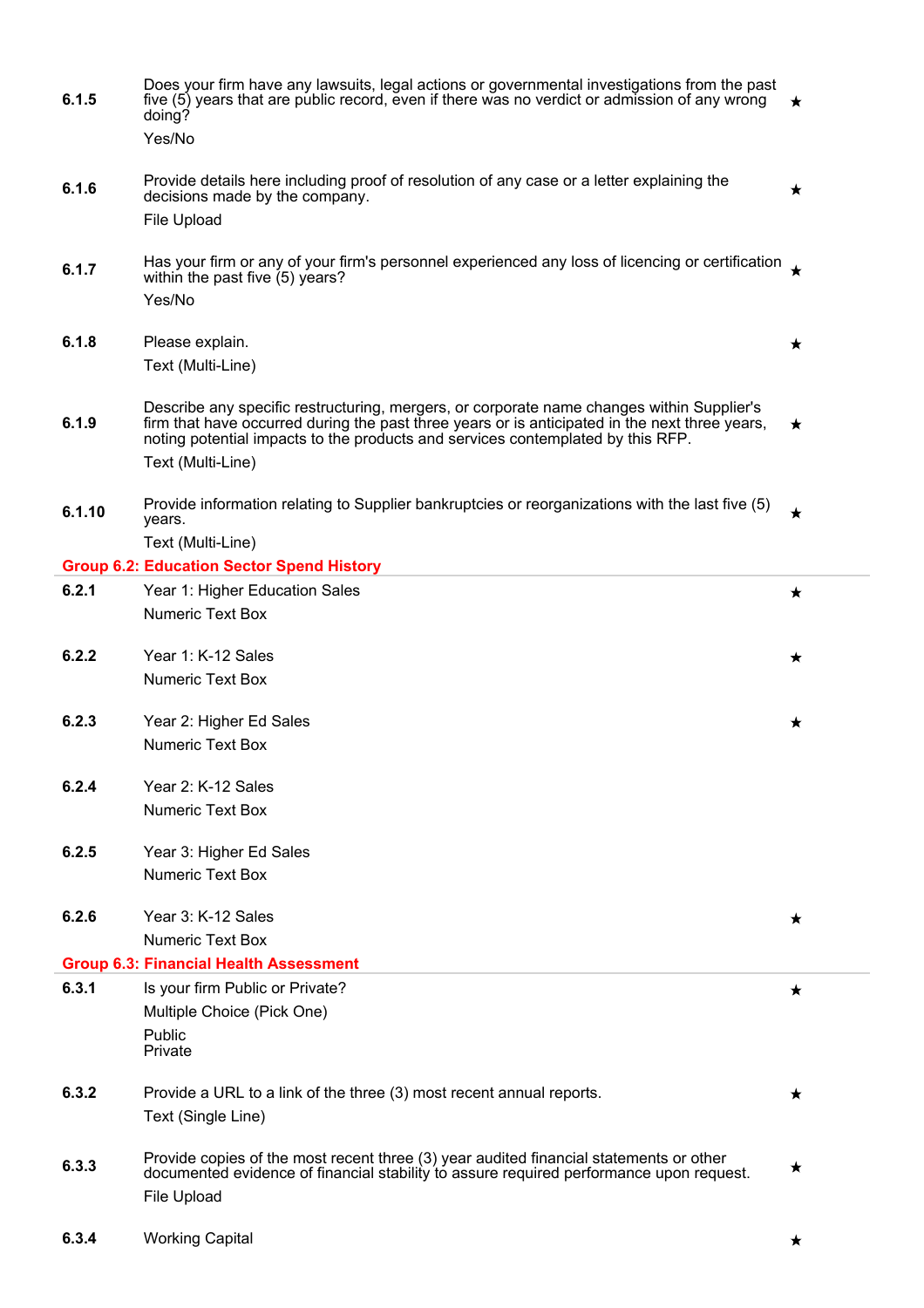| | | |
|---|---|---|
| **6.1.5** | Does your firm have any lawsuits, legal actions or governmental investigations from the past five (5) years that are public record, even if there was no verdict or admission of any wrong doing?<br>Yes/No | ★ |
| **6.1.6** | Provide details here including proof of resolution of any case or a letter explaining the decisions made by the company.<br>File Upload | ★ |
| **6.1.7** | Has your firm or any of your firm's personnel experienced any loss of licencing or certification within the past five (5) years?<br>Yes/No | ★ |
| **6.1.8** | Please explain.<br>Text (Multi-Line) | ★ |
| **6.1.9** | Describe any specific restructuring, mergers, or corporate name changes within Supplier's firm that have occurred during the past three years or is anticipated in the next three years, noting potential impacts to the products and services contemplated by this RFP.<br>Text (Multi-Line) | ★ |
| **6.1.10** | Provide information relating to Supplier bankruptcies or reorganizations with the last five (5) years.<br>Text (Multi-Line) | ★ |

## Group 6.2: Education Sector Spend History

| | | |
|---|---|---|
| **6.2.1** | Year 1: Higher Education Sales<br>Numeric Text Box | ★ |
| **6.2.2** | Year 1: K-12 Sales<br>Numeric Text Box | ★ |
| **6.2.3** | Year 2: Higher Ed Sales<br>Numeric Text Box | ★ |
| **6.2.4** | Year 2: K-12 Sales<br>Numeric Text Box | |
| **6.2.5** | Year 3: Higher Ed Sales<br>Numeric Text Box | |
| **6.2.6** | Year 3: K-12 Sales<br>Numeric Text Box | ★ |

## Group 6.3: Financial Health Assessment

| | | |
|---|---|---|
| **6.3.1** | Is your firm Public or Private?<br>Multiple Choice (Pick One)<br>Public<br>Private | ★ |
| **6.3.2** | Provide a URL to a link of the three (3) most recent annual reports.<br>Text (Single Line) | ★ |
| **6.3.3** | Provide copies of the most recent three (3) year audited financial statements or other documented evidence of financial stability to assure required performance upon request.<br>File Upload | ★ |
| **6.3.4** | Working Capital | ★ |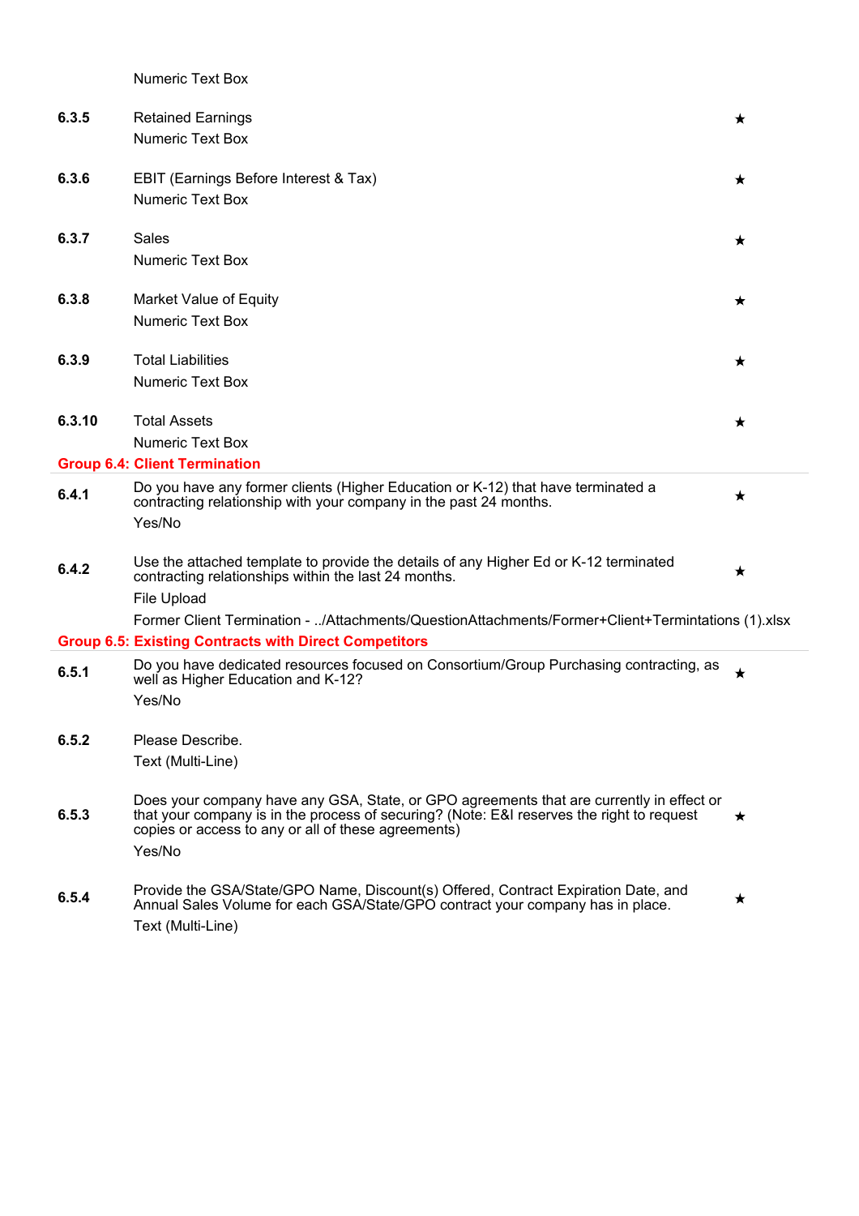Numeric Text Box

| | | |
|---|---|---|
| **6.3.5** | Retained Earnings<br>Numeric Text Box | ★ |
| **6.3.6** | EBIT (Earnings Before Interest & Tax)<br>Numeric Text Box | ★ |
| **6.3.7** | Sales<br>Numeric Text Box | ★ |
| **6.3.8** | Market Value of Equity<br>Numeric Text Box | ★ |
| **6.3.9** | Total Liabilities<br>Numeric Text Box | ★ |
| **6.3.10** | Total Assets<br>Numeric Text Box | ★ |

## Group 6.4: Client Termination

| | | |
|---|---|---|
| **6.4.1** | Do you have any former clients (Higher Education or K-12) that have terminated a contracting relationship with your company in the past 24 months.<br>Yes/No | ★ |
| **6.4.2** | Use the attached template to provide the details of any Higher Ed or K-12 terminated contracting relationships within the last 24 months.<br>File Upload<br>Former Client Termination - ../Attachments/QuestionAttachments/Former+Client+Termintations (1).xlsx | ★ |

## Group 6.5: Existing Contracts with Direct Competitors

| | | |
|---|---|---|
| **6.5.1** | Do you have dedicated resources focused on Consortium/Group Purchasing contracting, as well as Higher Education and K-12?<br>Yes/No | ★ |
| **6.5.2** | Please Describe.<br>Text (Multi-Line) | |
| **6.5.3** | Does your company have any GSA, State, or GPO agreements that are currently in effect or that your company is in the process of securing? (Note: E&I reserves the right to request copies or access to any or all of these agreements)<br>Yes/No | ★ |
| **6.5.4** | Provide the GSA/State/GPO Name, Discount(s) Offered, Contract Expiration Date, and Annual Sales Volume for each GSA/State/GPO contract your company has in place.<br>Text (Multi-Line) | ★ |